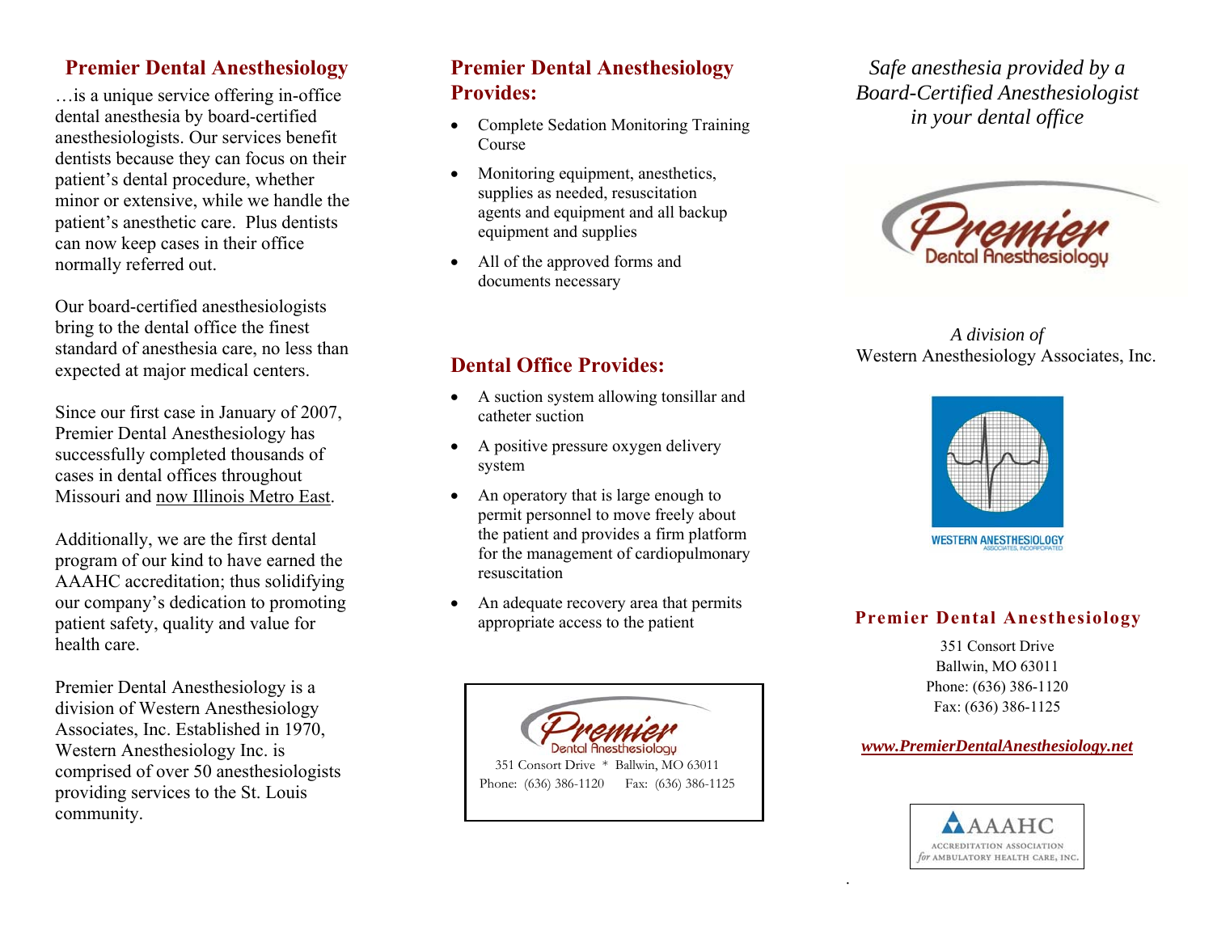## Premier Dental Anesthesiology

…is a unique service offering in-office dental anesthesia by board-certified anesthesiologists. Our services benefit dentists because they can focus on their patient's dental procedure, whether minor or extensive, while we handle the patient's anesthetic care. Plus dentists can now keep cases in their office normally referred out.

Our board-certified anesthesiologists bring to the dental office the finest standard of anesthesia care, no less than expected at major medical centers.

Since our first case in January of 2007, Premier Dental Anesthesiology has successfully completed thousands of cases in dental offices throughout Missouri and now Illinois Metro East.

Additionally, we are the first dental program of our kind to have earned the AAAHC accreditation; thus solidifying our company's dedication to promoting patient safety, quality and value for health care.

Premier Dental Anesthesiology is a division of Western Anesthesiology Associates, Inc. Established in 1970, Western Anesthesiology Inc. is comprised of over 50 anesthesiologists providing services to the St. Louis community.

## Premier Dental Anesthesiology Provides:

- Complete Sedation Monitoring Training Course
- Monitoring equipment, anesthetics, supplies as needed, resuscitation agents and equipment and all backup equipment and supplies
- All of the approved forms and documents necessary

## Dental Office Provides:

- A suction system allowing tonsillar and catheter suction
- A positive pressure oxygen delivery system
- An operatory that is large enough to permit personnel to move freely about the patient and provides a firm platform for the management of cardiopulmonary resuscitation
- An adequate recovery area that permits appropriate access to the patient

Premier Dental Anesthesiology
351 Consort Drive * Ballwin, MO 63011
Phone: (636) 386-1120 Fax: (636) 386-1125

*Safe anesthesia provided by a Board-Certified Anesthesiologist in your dental office*

Premier Dental Anesthesiology

*A division of*
Western Anesthesiology Associates, Inc.

WESTERN ANESTHESIOLOGY ASSOCIATES, INCORPORATED

**Premier Dental Anesthesiology**

351 Consort Drive
Ballwin, MO 63011
Phone: (636) 386-1120
Fax: (636) 386-1125

***www.PremierDentalAnesthesiology.net***

AAAHC
ACCREDITATION ASSOCIATION *for* AMBULATORY HEALTH CARE, INC.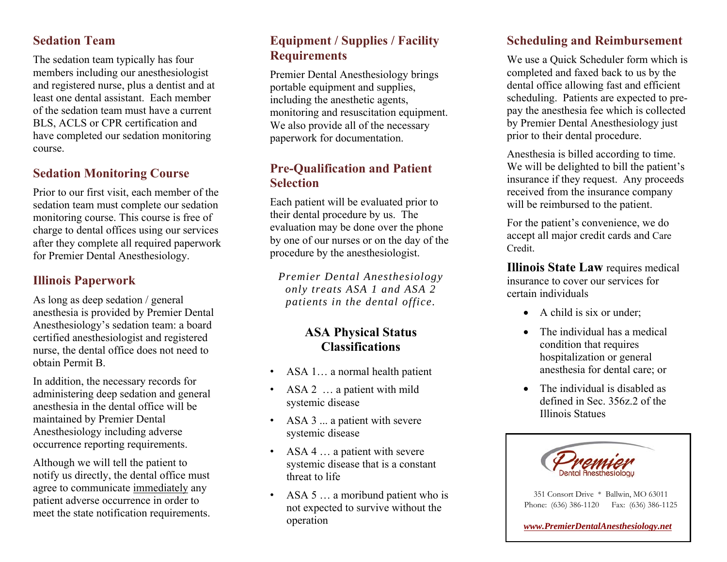## Sedation Team

The sedation team typically has four members including our anesthesiologist and registered nurse, plus a dentist and at least one dental assistant. Each member of the sedation team must have a current BLS, ACLS or CPR certification and have completed our sedation monitoring course.

## Sedation Monitoring Course

Prior to our first visit, each member of the sedation team must complete our sedation monitoring course. This course is free of charge to dental offices using our services after they complete all required paperwork for Premier Dental Anesthesiology.

## Illinois Paperwork

As long as deep sedation / general anesthesia is provided by Premier Dental Anesthesiology's sedation team: a board certified anesthesiologist and registered nurse, the dental office does not need to obtain Permit B.

In addition, the necessary records for administering deep sedation and general anesthesia in the dental office will be maintained by Premier Dental Anesthesiology including adverse occurrence reporting requirements.

Although we will tell the patient to notify us directly, the dental office must agree to communicate <u>immediately</u> any patient adverse occurrence in order to meet the state notification requirements.

## Equipment / Supplies / Facility Requirements

Premier Dental Anesthesiology brings portable equipment and supplies, including the anesthetic agents, monitoring and resuscitation equipment. We also provide all of the necessary paperwork for documentation.

## Pre-Qualification and Patient Selection

Each patient will be evaluated prior to their dental procedure by us. The evaluation may be done over the phone by one of our nurses or on the day of the procedure by the anesthesiologist.

*Premier Dental Anesthesiology only treats ASA 1 and ASA 2 patients in the dental office.*

### ASA Physical Status Classifications

- ASA 1… a normal health patient
- ASA 2 … a patient with mild systemic disease
- ASA 3 ... a patient with severe systemic disease
- ASA 4 … a patient with severe systemic disease that is a constant threat to life
- ASA 5 … a moribund patient who is not expected to survive without the operation

## Scheduling and Reimbursement

We use a Quick Scheduler form which is completed and faxed back to us by the dental office allowing fast and efficient scheduling. Patients are expected to pre-pay the anesthesia fee which is collected by Premier Dental Anesthesiology just prior to their dental procedure.

Anesthesia is billed according to time. We will be delighted to bill the patient's insurance if they request. Any proceeds received from the insurance company will be reimbursed to the patient.

For the patient's convenience, we do accept all major credit cards and Care Credit.

**Illinois State Law** requires medical insurance to cover our services for certain individuals

- A child is six or under;
- The individual has a medical condition that requires hospitalization or general anesthesia for dental care; or
- The individual is disabled as defined in Sec. 356z.2 of the Illinois Statues

Premier Dental Anesthesiology

351 Consort Drive * Ballwin, MO 63011
Phone: (636) 386-1120 Fax: (636) 386-1125

***www.PremierDentalAnesthesiology.net***